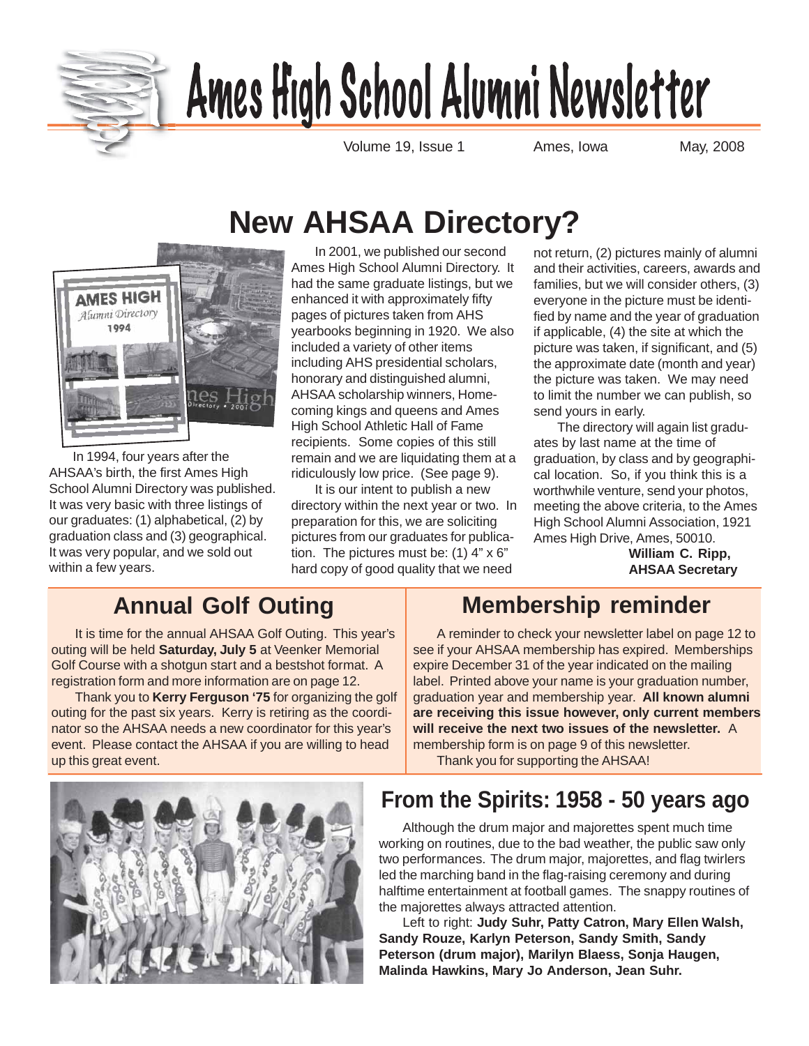# Ames High School Alumni Newsletter

Volume 19, Issue 1 Ames, Iowa May, 2008

## New AHSAA Directory?

In 1994, four years after the AHSAA's birth, the first Ames High School Alumni Directory was published. It was very basic with three listings of our graduates: (1) alphabetical, (2) by graduation class and (3) geographical. It was very popular, and we sold out within a few years.

In 2001, we published our second Ames High School Alumni Directory. It had the same graduate listings, but we enhanced it with approximately fifty pages of pictures taken from AHS yearbooks beginning in 1920. We also included a variety of other items including AHS presidential scholars, honorary and distinguished alumni, AHSAA scholarship winners, Homecoming kings and queens and Ames High School Athletic Hall of Fame recipients. Some copies of this still remain and we are liquidating them at a ridiculously low price. (See page 9).

It is our intent to publish a new directory within the next year or two. In preparation for this, we are soliciting pictures from our graduates for publication. The pictures must be: (1) 4" x 6" hard copy of good quality that we need not return, (2) pictures mainly of alumni and their activities, careers, awards and families, but we will consider others, (3) everyone in the picture must be identified by name and the year of graduation if applicable, (4) the site at which the picture was taken, if significant, and (5) the approximate date (month and year) the picture was taken. We may need to limit the number we can publish, so send yours in early.

The directory will again list graduates by last name at the time of graduation, by class and by geographical location. So, if you think this is a worthwhile venture, send your photos, meeting the above criteria, to the Ames High School Alumni Association, 1921 Ames High Drive, Ames, 50010.

**William C. Ripp,**
**AHSAA Secretary**

## Annual Golf Outing

It is time for the annual AHSAA Golf Outing. This year's outing will be held **Saturday, July 5** at Veenker Memorial Golf Course with a shotgun start and a bestshot format. A registration form and more information are on page 12.

Thank you to **Kerry Ferguson '75** for organizing the golf outing for the past six years. Kerry is retiring as the coordinator so the AHSAA needs a new coordinator for this year's event. Please contact the AHSAA if you are willing to head up this great event.

## Membership reminder

A reminder to check your newsletter label on page 12 to see if your AHSAA membership has expired. Memberships expire December 31 of the year indicated on the mailing label. Printed above your name is your graduation number, graduation year and membership year. **All known alumni are receiving this issue however, only current members will receive the next two issues of the newsletter.** A membership form is on page 9 of this newsletter.

Thank you for supporting the AHSAA!

## From the Spirits: 1958 - 50 years ago

Although the drum major and majorettes spent much time working on routines, due to the bad weather, the public saw only two performances. The drum major, majorettes, and flag twirlers led the marching band in the flag-raising ceremony and during halftime entertainment at football games. The snappy routines of the majorettes always attracted attention.

Left to right: **Judy Suhr, Patty Catron, Mary Ellen Walsh, Sandy Rouze, Karlyn Peterson, Sandy Smith, Sandy Peterson (drum major), Marilyn Blaess, Sonja Haugen, Malinda Hawkins, Mary Jo Anderson, Jean Suhr.**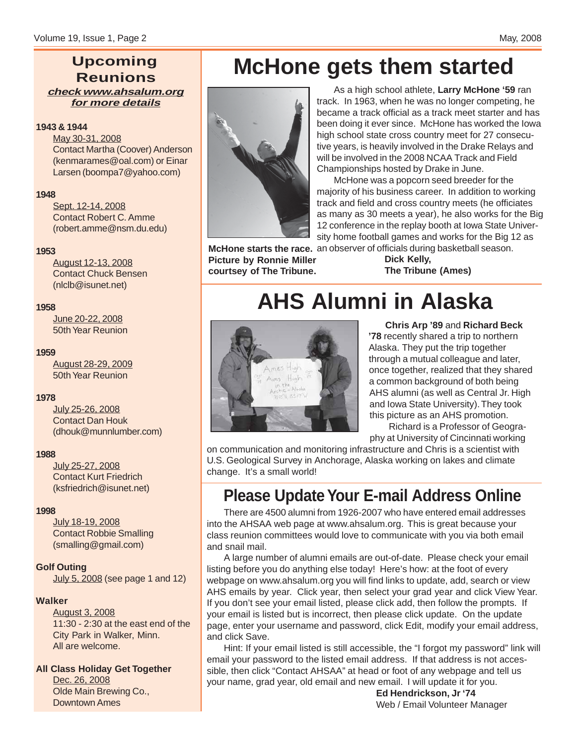## Upcoming Reunions

***check www.ahsalum.org for more details***

**1943 & 1944**

May 30-31, 2008
Contact Martha (Coover) Anderson (kenmarames@oal.com) or Einar Larsen (boompa7@yahoo.com)

**1948**

Sept. 12-14, 2008
Contact Robert C. Amme (robert.amme@nsm.du.edu)

**1953**

August 12-13, 2008
Contact Chuck Bensen (nlclb@isunet.net)

**1958**

June 20-22, 2008
50th Year Reunion

**1959**

August 28-29, 2009
50th Year Reunion

**1978**

July 25-26, 2008
Contact Dan Houk (dhouk@munnlumber.com)

**1988**

July 25-27, 2008
Contact Kurt Friedrich (ksfriedrich@isunet.net)

**1998**

July 18-19, 2008
Contact Robbie Smalling (smalling@gmail.com)

**Golf Outing**

July 5, 2008 (see page 1 and 12)

**Walker**

August 3, 2008
11:30 - 2:30 at the east end of the City Park in Walker, Minn.
All are welcome.

**All Class Holiday Get Together**

Dec. 26, 2008
Olde Main Brewing Co., Downtown Ames

# McHone gets them started

**McHone starts the race. Picture by Ronnie Miller courtsey of The Tribune.**

As a high school athlete, **Larry McHone '59** ran track. In 1963, when he was no longer competing, he became a track official as a track meet starter and has been doing it ever since. McHone has worked the Iowa high school state cross country meet for 27 consecutive years, is heavily involved in the Drake Relays and will be involved in the 2008 NCAA Track and Field Championships hosted by Drake in June.

McHone was a popcorn seed breeder for the majority of his business career. In addition to working track and field and cross country meets (he officiates as many as 30 meets a year), he also works for the Big 12 conference in the replay booth at Iowa State University home football games and works for the Big 12 as an observer of officials during basketball season.

**Dick Kelly,**
**The Tribune (Ames)**

# AHS Alumni in Alaska

**Chris Arp '89** and **Richard Beck '78** recently shared a trip to northern Alaska. They put the trip together through a mutual colleague and later, once together, realized that they shared a common background of both being AHS alumni (as well as Central Jr. High and Iowa State University). They took this picture as an AHS promotion.

Richard is a Professor of Geography at University of Cincinnati working on communication and monitoring infrastructure and Chris is a scientist with U.S. Geological Survey in Anchorage, Alaska working on lakes and climate change. It's a small world!

## Please Update Your E-mail Address Online

There are 4500 alumni from 1926-2007 who have entered email addresses into the AHSAA web page at www.ahsalum.org. This is great because your class reunion committees would love to communicate with you via both email and snail mail.

A large number of alumni emails are out-of-date. Please check your email listing before you do anything else today! Here's how: at the foot of every webpage on www.ahsalum.org you will find links to update, add, search or view AHS emails by year. Click year, then select your grad year and click View Year. If you don't see your email listed, please click add, then follow the prompts. If your email is listed but is incorrect, then please click update. On the update page, enter your username and password, click Edit, modify your email address, and click Save.

Hint: If your email listed is still accessible, the "I forgot my password" link will email your password to the listed email address. If that address is not accessible, then click "Contact AHSAA" at head or foot of any webpage and tell us your name, grad year, old email and new email. I will update it for you.

**Ed Hendrickson, Jr '74**
Web / Email Volunteer Manager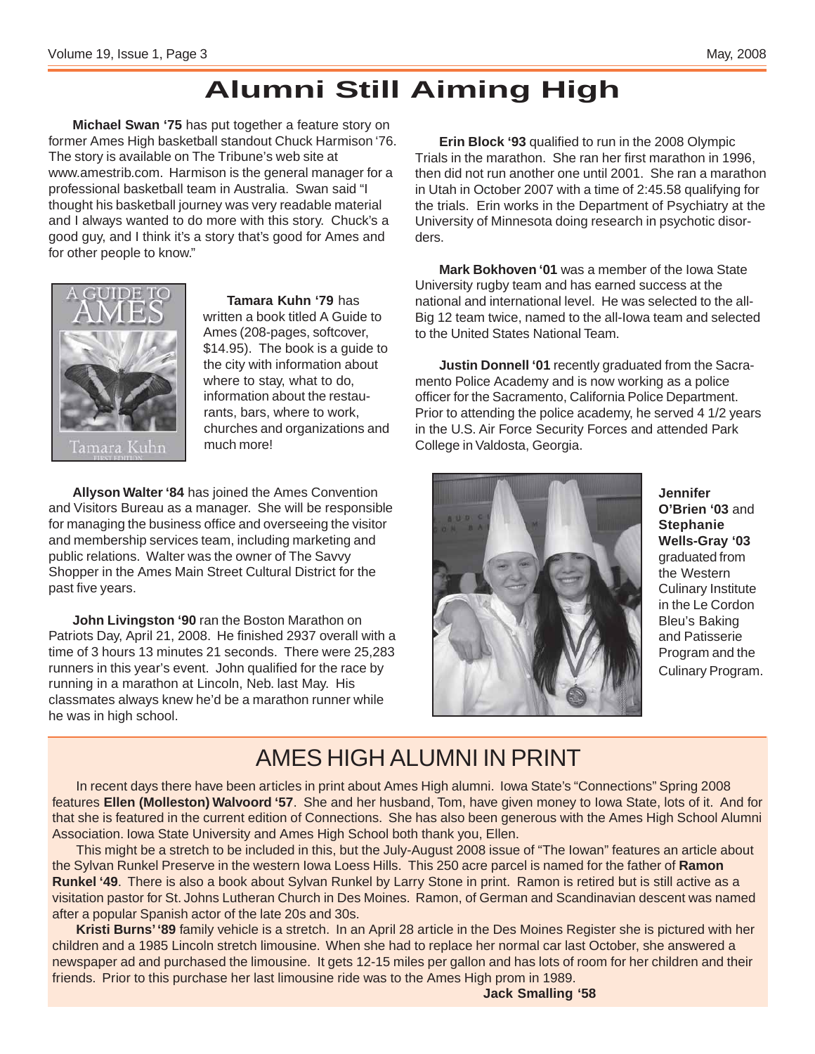# Alumni Still Aiming High

**Michael Swan '75** has put together a feature story on former Ames High basketball standout Chuck Harmison '76. The story is available on The Tribune's web site at www.amestrib.com. Harmison is the general manager for a professional basketball team in Australia. Swan said "I thought his basketball journey was very readable material and I always wanted to do more with this story. Chuck's a good guy, and I think it's a story that's good for Ames and for other people to know."

**Tamara Kuhn '79** has written a book titled A Guide to Ames (208-pages, softcover, $14.95). The book is a guide to the city with information about where to stay, what to do, information about the restaurants, bars, where to work, churches and organizations and much more!

**Allyson Walter '84** has joined the Ames Convention and Visitors Bureau as a manager. She will be responsible for managing the business office and overseeing the visitor and membership services team, including marketing and public relations. Walter was the owner of The Savvy Shopper in the Ames Main Street Cultural District for the past five years.

**John Livingston '90** ran the Boston Marathon on Patriots Day, April 21, 2008. He finished 2937 overall with a time of 3 hours 13 minutes 21 seconds. There were 25,283 runners in this year's event. John qualified for the race by running in a marathon at Lincoln, Neb. last May. His classmates always knew he'd be a marathon runner while he was in high school.

**Erin Block '93** qualified to run in the 2008 Olympic Trials in the marathon. She ran her first marathon in 1996, then did not run another one until 2001. She ran a marathon in Utah in October 2007 with a time of 2:45.58 qualifying for the trials. Erin works in the Department of Psychiatry at the University of Minnesota doing research in psychotic disorders.

**Mark Bokhoven '01** was a member of the Iowa State University rugby team and has earned success at the national and international level. He was selected to the all-Big 12 team twice, named to the all-Iowa team and selected to the United States National Team.

**Justin Donnell '01** recently graduated from the Sacramento Police Academy and is now working as a police officer for the Sacramento, California Police Department. Prior to attending the police academy, he served 4 1/2 years in the U.S. Air Force Security Forces and attended Park College in Valdosta, Georgia.

**Jennifer O'Brien '03** and **Stephanie Wells-Gray '03** graduated from the Western Culinary Institute in the Le Cordon Bleu's Baking and Patisserie Program and the Culinary Program.

## AMES HIGH ALUMNI IN PRINT

In recent days there have been articles in print about Ames High alumni. Iowa State's "Connections" Spring 2008 features **Ellen (Molleston) Walvoord '57**. She and her husband, Tom, have given money to Iowa State, lots of it. And for that she is featured in the current edition of Connections. She has also been generous with the Ames High School Alumni Association. Iowa State University and Ames High School both thank you, Ellen.

This might be a stretch to be included in this, but the July-August 2008 issue of "The Iowan" features an article about the Sylvan Runkel Preserve in the western Iowa Loess Hills. This 250 acre parcel is named for the father of **Ramon Runkel '49**. There is also a book about Sylvan Runkel by Larry Stone in print. Ramon is retired but is still active as a visitation pastor for St. Johns Lutheran Church in Des Moines. Ramon, of German and Scandinavian descent was named after a popular Spanish actor of the late 20s and 30s.

**Kristi Burns' '89** family vehicle is a stretch. In an April 28 article in the Des Moines Register she is pictured with her children and a 1985 Lincoln stretch limousine. When she had to replace her normal car last October, she answered a newspaper ad and purchased the limousine. It gets 12-15 miles per gallon and has lots of room for her children and their friends. Prior to this purchase her last limousine ride was to the Ames High prom in 1989.

**Jack Smalling '58**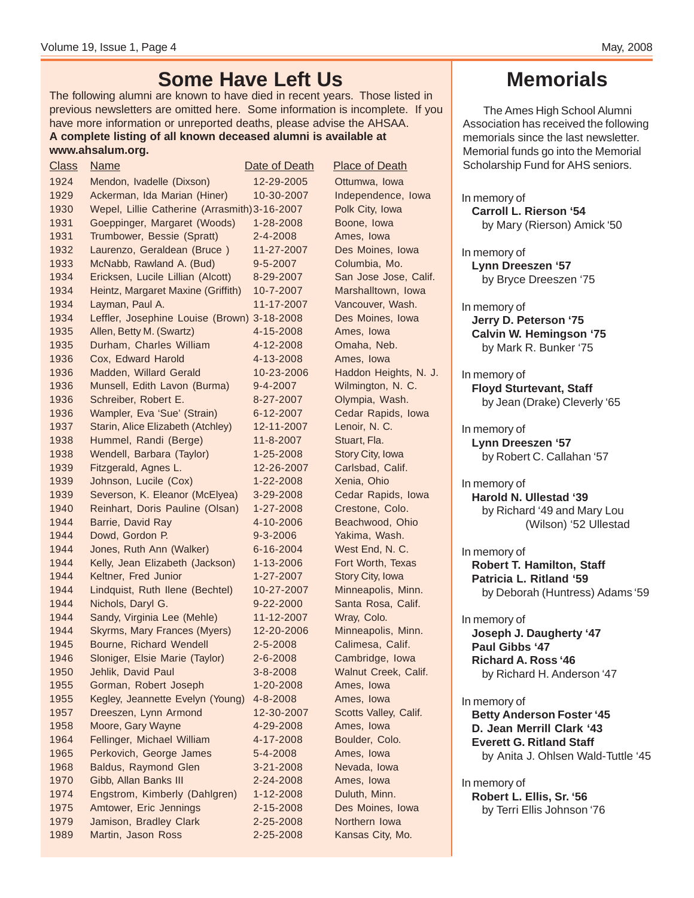# Some Have Left Us

The following alumni are known to have died in recent years. Those listed in previous newsletters are omitted here. Some information is incomplete. If you have more information or unreported deaths, please advise the AHSAA.
**A complete listing of all known deceased alumni is available at www.ahsalum.org.**

| Class | Name | Date of Death | Place of Death |
|---|---|---|---|
| 1924 | Mendon, Ivadelle (Dixson) | 12-29-2005 | Ottumwa, Iowa |
| 1929 | Ackerman, Ida Marian (Hiner) | 10-30-2007 | Independence, Iowa |
| 1930 | Wepel, Lillie Catherine (Arrasmith) | 3-16-2007 | Polk City, Iowa |
| 1931 | Goeppinger, Margaret (Woods) | 1-28-2008 | Boone, Iowa |
| 1931 | Trumbower, Bessie (Spratt) | 2-4-2008 | Ames, Iowa |
| 1932 | Laurenzo, Geraldean (Bruce ) | 11-27-2007 | Des Moines, Iowa |
| 1933 | McNabb, Rawland A. (Bud) | 9-5-2007 | Columbia, Mo. |
| 1934 | Ericksen, Lucile Lillian (Alcott) | 8-29-2007 | San Jose Jose, Calif. |
| 1934 | Heintz, Margaret Maxine (Griffith) | 10-7-2007 | Marshalltown, Iowa |
| 1934 | Layman, Paul A. | 11-17-2007 | Vancouver, Wash. |
| 1934 | Leffler, Josephine Louise (Brown) | 3-18-2008 | Des Moines, Iowa |
| 1935 | Allen, Betty M. (Swartz) | 4-15-2008 | Ames, Iowa |
| 1935 | Durham, Charles William | 4-12-2008 | Omaha, Neb. |
| 1936 | Cox, Edward Harold | 4-13-2008 | Ames, Iowa |
| 1936 | Madden, Willard Gerald | 10-23-2006 | Haddon Heights, N. J. |
| 1936 | Munsell, Edith Lavon (Burma) | 9-4-2007 | Wilmington, N. C. |
| 1936 | Schreiber, Robert E. | 8-27-2007 | Olympia, Wash. |
| 1936 | Wampler, Eva 'Sue' (Strain) | 6-12-2007 | Cedar Rapids, Iowa |
| 1937 | Starin, Alice Elizabeth (Atchley) | 12-11-2007 | Lenoir, N. C. |
| 1938 | Hummel, Randi (Berge) | 11-8-2007 | Stuart, Fla. |
| 1938 | Wendell, Barbara (Taylor) | 1-25-2008 | Story City, Iowa |
| 1939 | Fitzgerald, Agnes L. | 12-26-2007 | Carlsbad, Calif. |
| 1939 | Johnson, Lucile (Cox) | 1-22-2008 | Xenia, Ohio |
| 1939 | Severson, K. Eleanor (McElyea) | 3-29-2008 | Cedar Rapids, Iowa |
| 1940 | Reinhart, Doris Pauline (Olsan) | 1-27-2008 | Crestone, Colo. |
| 1944 | Barrie, David Ray | 4-10-2006 | Beachwood, Ohio |
| 1944 | Dowd, Gordon P. | 9-3-2006 | Yakima, Wash. |
| 1944 | Jones, Ruth Ann (Walker) | 6-16-2004 | West End, N. C. |
| 1944 | Kelly, Jean Elizabeth (Jackson) | 1-13-2006 | Fort Worth, Texas |
| 1944 | Keltner, Fred Junior | 1-27-2007 | Story City, Iowa |
| 1944 | Lindquist, Ruth Ilene (Bechtel) | 10-27-2007 | Minneapolis, Minn. |
| 1944 | Nichols, Daryl G. | 9-22-2000 | Santa Rosa, Calif. |
| 1944 | Sandy, Virginia Lee (Mehle) | 11-12-2007 | Wray, Colo. |
| 1944 | Skyrms, Mary Frances (Myers) | 12-20-2006 | Minneapolis, Minn. |
| 1945 | Bourne, Richard Wendell | 2-5-2008 | Calimesa, Calif. |
| 1946 | Sloniger, Elsie Marie (Taylor) | 2-6-2008 | Cambridge, Iowa |
| 1950 | Jehlik, David Paul | 3-8-2008 | Walnut Creek, Calif. |
| 1955 | Gorman, Robert Joseph | 1-20-2008 | Ames, Iowa |
| 1955 | Kegley, Jeannette Evelyn (Young) | 4-8-2008 | Ames, Iowa |
| 1957 | Dreeszen, Lynn Armond | 12-30-2007 | Scotts Valley, Calif. |
| 1958 | Moore, Gary Wayne | 4-29-2008 | Ames, Iowa |
| 1964 | Fellinger, Michael William | 4-17-2008 | Boulder, Colo. |
| 1965 | Perkovich, George James | 5-4-2008 | Ames, Iowa |
| 1968 | Baldus, Raymond Glen | 3-21-2008 | Nevada, Iowa |
| 1970 | Gibb, Allan Banks III | 2-24-2008 | Ames, Iowa |
| 1974 | Engstrom, Kimberly (Dahlgren) | 1-12-2008 | Duluth, Minn. |
| 1975 | Amtower, Eric Jennings | 2-15-2008 | Des Moines, Iowa |
| 1979 | Jamison, Bradley Clark | 2-25-2008 | Northern Iowa |
| 1989 | Martin, Jason Ross | 2-25-2008 | Kansas City, Mo. |

# Memorials

The Ames High School Alumni Association has received the following memorials since the last newsletter. Memorial funds go into the Memorial Scholarship Fund for AHS seniors.

In memory of
**Carroll L. Rierson '54**
by Mary (Rierson) Amick '50

In memory of
**Lynn Dreeszen '57**
by Bryce Dreeszen '75

In memory of
**Jerry D. Peterson '75**
**Calvin W. Hemingson '75**
by Mark R. Bunker '75

In memory of
**Floyd Sturtevant, Staff**
by Jean (Drake) Cleverly '65

In memory of
**Lynn Dreeszen '57**
by Robert C. Callahan '57

In memory of
**Harold N. Ullestad '39**
by Richard '49 and Mary Lou (Wilson) '52 Ullestad

In memory of
**Robert T. Hamilton, Staff**
**Patricia L. Ritland '59**
by Deborah (Huntress) Adams '59

In memory of
**Joseph J. Daugherty '47**
**Paul Gibbs '47**
**Richard A. Ross '46**
by Richard H. Anderson '47

In memory of
**Betty Anderson Foster '45**
**D. Jean Merrill Clark '43**
**Everett G. Ritland Staff**
by Anita J. Ohlsen Wald-Tuttle '45

In memory of
**Robert L. Ellis, Sr. '56**
by Terri Ellis Johnson '76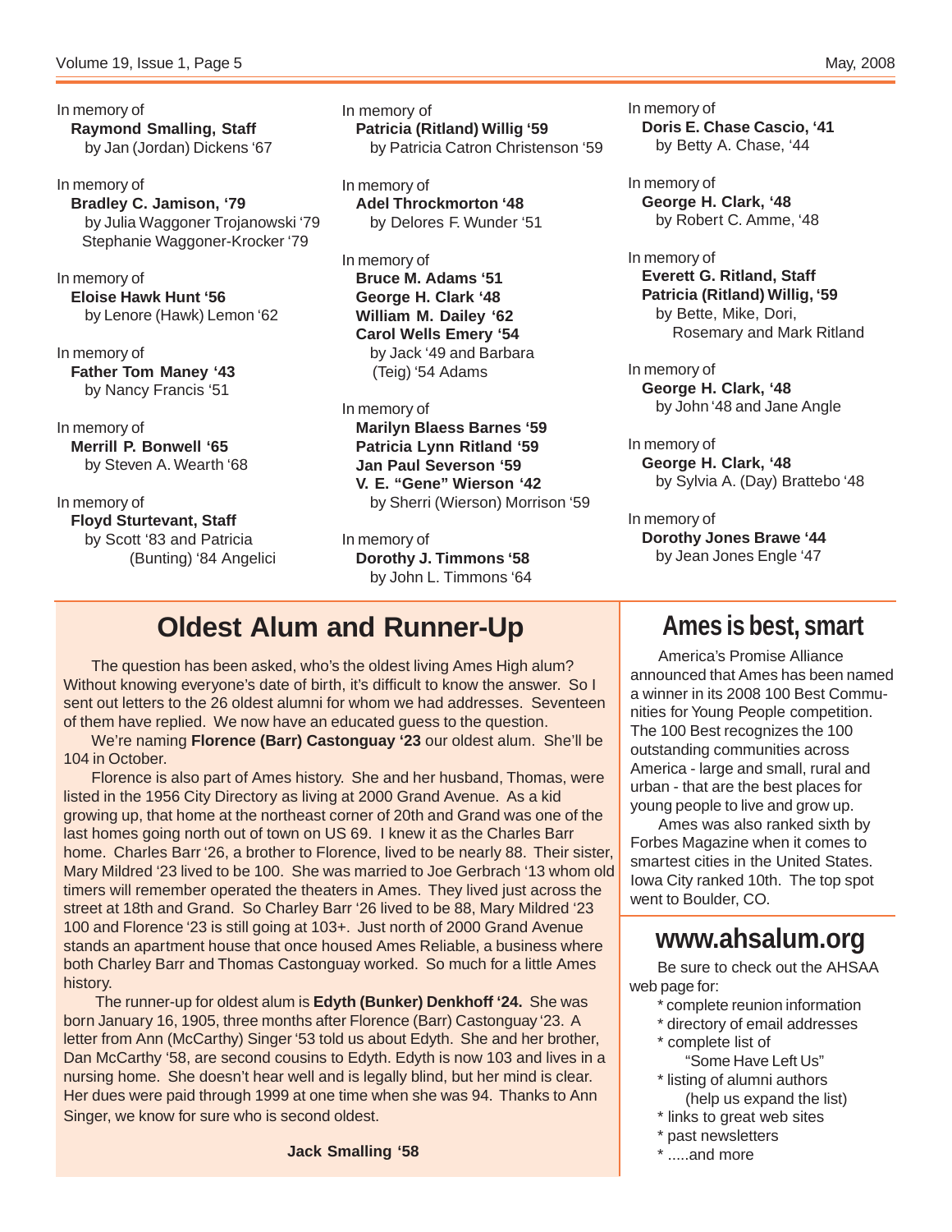In memory of
**Raymond Smalling, Staff**
by Jan (Jordan) Dickens '67

In memory of
**Bradley C. Jamison, '79**
by Julia Waggoner Trojanowski '79
Stephanie Waggoner-Krocker '79

In memory of
**Eloise Hawk Hunt '56**
by Lenore (Hawk) Lemon '62

In memory of
**Father Tom Maney '43**
by Nancy Francis '51

In memory of
**Merrill P. Bonwell '65**
by Steven A. Wearth '68

In memory of
**Floyd Sturtevant, Staff**
by Scott '83 and Patricia (Bunting) '84 Angelici

In memory of
**Patricia (Ritland) Willig '59**
by Patricia Catron Christenson '59

In memory of
**Adel Throckmorton '48**
by Delores F. Wunder '51

In memory of
**Bruce M. Adams '51**
**George H. Clark '48**
**William M. Dailey '62**
**Carol Wells Emery '54**
by Jack '49 and Barbara (Teig) '54 Adams

In memory of
**Marilyn Blaess Barnes '59**
**Patricia Lynn Ritland '59**
**Jan Paul Severson '59**
**V. E. "Gene" Wierson '42**
by Sherri (Wierson) Morrison '59

In memory of
**Dorothy J. Timmons '58**
by John L. Timmons '64

In memory of
**Doris E. Chase Cascio, '41**
by Betty A. Chase, '44

In memory of
**George H. Clark, '48**
by Robert C. Amme, '48

In memory of
**Everett G. Ritland, Staff**
**Patricia (Ritland) Willig, '59**
by Bette, Mike, Dori, Rosemary and Mark Ritland

In memory of
**George H. Clark, '48**
by John '48 and Jane Angle

In memory of
**George H. Clark, '48**
by Sylvia A. (Day) Brattebo '48

In memory of
**Dorothy Jones Brawe '44**
by Jean Jones Engle '47

## Oldest Alum and Runner-Up

The question has been asked, who's the oldest living Ames High alum? Without knowing everyone's date of birth, it's difficult to know the answer. So I sent out letters to the 26 oldest alumni for whom we had addresses. Seventeen of them have replied. We now have an educated guess to the question.

We're naming **Florence (Barr) Castonguay '23** our oldest alum. She'll be 104 in October.

Florence is also part of Ames history. She and her husband, Thomas, were listed in the 1956 City Directory as living at 2000 Grand Avenue. As a kid growing up, that home at the northeast corner of 20th and Grand was one of the last homes going north out of town on US 69. I knew it as the Charles Barr home. Charles Barr '26, a brother to Florence, lived to be nearly 88. Their sister, Mary Mildred '23 lived to be 100. She was married to Joe Gerbrach '13 whom old timers will remember operated the theaters in Ames. They lived just across the street at 18th and Grand. So Charley Barr '26 lived to be 88, Mary Mildred '23 100 and Florence '23 is still going at 103+. Just north of 2000 Grand Avenue stands an apartment house that once housed Ames Reliable, a business where both Charley Barr and Thomas Castonguay worked. So much for a little Ames history.

The runner-up for oldest alum is **Edyth (Bunker) Denkhoff '24.** She was born January 16, 1905, three months after Florence (Barr) Castonguay '23. A letter from Ann (McCarthy) Singer '53 told us about Edyth. She and her brother, Dan McCarthy '58, are second cousins to Edyth. Edyth is now 103 and lives in a nursing home. She doesn't hear well and is legally blind, but her mind is clear. Her dues were paid through 1999 at one time when she was 94. Thanks to Ann Singer, we know for sure who is second oldest.

**Jack Smalling '58**

## Ames is best, smart

America's Promise Alliance announced that Ames has been named a winner in its 2008 100 Best Communities for Young People competition. The 100 Best recognizes the 100 outstanding communities across America - large and small, rural and urban - that are the best places for young people to live and grow up.

Ames was also ranked sixth by Forbes Magazine when it comes to smartest cities in the United States. Iowa City ranked 10th. The top spot went to Boulder, CO.

## www.ahsalum.org

Be sure to check out the AHSAA web page for:

* complete reunion information
* directory of email addresses
* complete list of "Some Have Left Us"
* listing of alumni authors (help us expand the list)
* links to great web sites
* past newsletters
* .....and more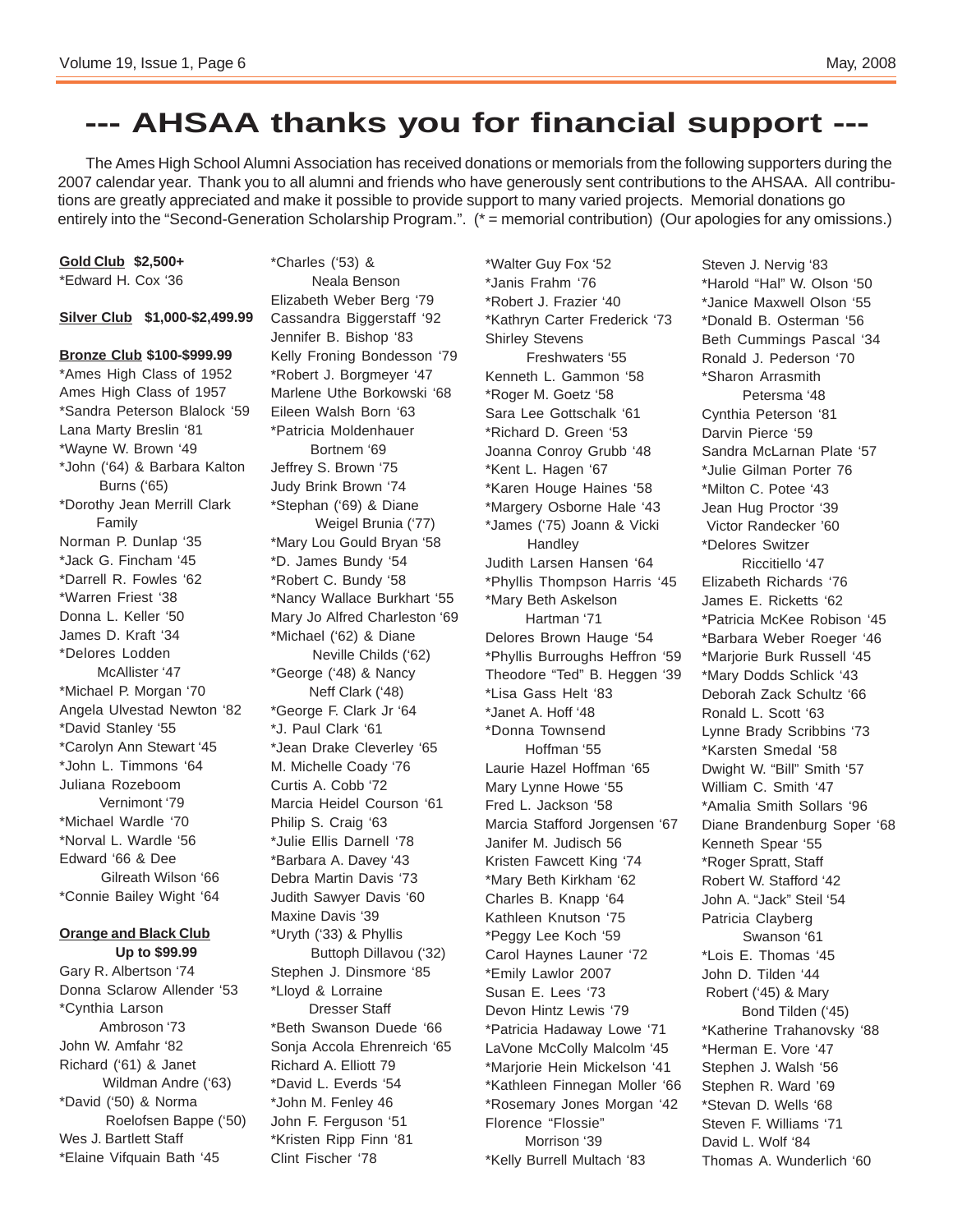# --- AHSAA thanks you for financial support ---

The Ames High School Alumni Association has received donations or memorials from the following supporters during the 2007 calendar year. Thank you to all alumni and friends who have generously sent contributions to the AHSAA. All contributions are greatly appreciated and make it possible to provide support to many varied projects. Memorial donations go entirely into the "Second-Generation Scholarship Program.". (* = memorial contribution) (Our apologies for any omissions.)

**Gold Club $2,500+**

*Edward H. Cox '36

**Silver Club $1,000-$2,499.99**

**Bronze Club $100-$999.99**

*Ames High Class of 1952
Ames High Class of 1957
*Sandra Peterson Blalock '59
Lana Marty Breslin '81
*Wayne W. Brown '49
*John ('64) & Barbara Kalton Burns ('65)
*Dorothy Jean Merrill Clark Family
Norman P. Dunlap '35
*Jack G. Fincham '45
*Darrell R. Fowles '62
*Warren Friest '38
Donna L. Keller '50
James D. Kraft '34
*Delores Lodden McAllister '47
*Michael P. Morgan '70
Angela Ulvestad Newton '82
*David Stanley '55
*Carolyn Ann Stewart '45
*John L. Timmons '64
Juliana Rozeboom Vernimont '79
*Michael Wardle '70
*Norval L. Wardle '56
Edward '66 & Dee Gilreath Wilson '66
*Connie Bailey Wight '64

**Orange and Black Club Up to $99.99**

Gary R. Albertson '74
Donna Sclarow Allender '53
*Cynthia Larson Ambroson '73
John W. Amfahr '82
Richard ('61) & Janet Wildman Andre ('63)
*David ('50) & Norma Roelofsen Bappe ('50)
Wes J. Bartlett Staff
*Elaine Vifquain Bath '45
*Charles ('53) & Neala Benson
Elizabeth Weber Berg '79
Cassandra Biggerstaff '92
Jennifer B. Bishop '83
Kelly Froning Bondesson '79
*Robert J. Borgmeyer '47
Marlene Uthe Borkowski '68
Eileen Walsh Born '63
*Patricia Moldenhauer Bortnem '69
Jeffrey S. Brown '75
Judy Brink Brown '74
*Stephan ('69) & Diane Weigel Brunia ('77)
*Mary Lou Gould Bryan '58
*D. James Bundy '54
*Robert C. Bundy '58
*Nancy Wallace Burkhart '55
Mary Jo Alfred Charleston '69
*Michael ('62) & Diane Neville Childs ('62)
*George ('48) & Nancy Neff Clark ('48)
*George F. Clark Jr '64
*J. Paul Clark '61
*Jean Drake Cleverley '65
M. Michelle Coady '76
Curtis A. Cobb '72
Marcia Heidel Courson '61
Philip S. Craig '63
*Julie Ellis Darnell '78
*Barbara A. Davey '43
Debra Martin Davis '73
Judith Sawyer Davis '60
Maxine Davis '39
*Uryth ('33) & Phyllis Buttoph Dillavou ('32)
Stephen J. Dinsmore '85
*Lloyd & Lorraine Dresser Staff
*Beth Swanson Duede '66
Sonja Accola Ehrenreich '65
Richard A. Elliott 79
*David L. Everds '54
*John M. Fenley 46
John F. Ferguson '51
*Kristen Ripp Finn '81
Clint Fischer '78
*Walter Guy Fox '52
*Janis Frahm '76
*Robert J. Frazier '40
*Kathryn Carter Frederick '73
Shirley Stevens Freshwaters '55
Kenneth L. Gammon '58
*Roger M. Goetz '58
Sara Lee Gottschalk '61
*Richard D. Green '53
Joanna Conroy Grubb '48
*Kent L. Hagen '67
*Karen Houge Haines '58
*Margery Osborne Hale '43
*James ('75) Joann & Vicki Handley
Judith Larsen Hansen '64
*Phyllis Thompson Harris '45
*Mary Beth Askelson Hartman '71
Delores Brown Hauge '54
*Phyllis Burroughs Heffron '59
Theodore "Ted" B. Heggen '39
*Lisa Gass Helt '83
*Janet A. Hoff '48
*Donna Townsend Hoffman '55
Laurie Hazel Hoffman '65
Mary Lynne Howe '55
Fred L. Jackson '58
Marcia Stafford Jorgensen '67
Janifer M. Judisch 56
Kristen Fawcett King '74
*Mary Beth Kirkham '62
Charles B. Knapp '64
Kathleen Knutson '75
*Peggy Lee Koch '59
Carol Haynes Launer '72
*Emily Lawlor 2007
Susan E. Lees '73
Devon Hintz Lewis '79
*Patricia Hadaway Lowe '71
LaVone McColly Malcolm '45
*Marjorie Hein Mickelson '41
*Kathleen Finnegan Moller '66
*Rosemary Jones Morgan '42
Florence "Flossie" Morrison '39
*Kelly Burrell Multach '83
Steven J. Nervig '83
*Harold "Hal" W. Olson '50
*Janice Maxwell Olson '55
*Donald B. Osterman '56
Beth Cummings Pascal '34
Ronald J. Pederson '70
*Sharon Arrasmith Petersma '48
Cynthia Peterson '81
Darvin Pierce '59
Sandra McLarnan Plate '57
*Julie Gilman Porter 76
*Milton C. Potee '43
Jean Hug Proctor '39
Victor Randecker '60
*Delores Switzer Riccitiello '47
Elizabeth Richards '76
James E. Ricketts '62
*Patricia McKee Robison '45
*Barbara Weber Roeger '46
*Marjorie Burk Russell '45
*Mary Dodds Schlick '43
Deborah Zack Schultz '66
Ronald L. Scott '63
Lynne Brady Scribbins '73
*Karsten Smedal '58
Dwight W. "Bill" Smith '57
William C. Smith '47
*Amalia Smith Sollars '96
Diane Brandenburg Soper '68
Kenneth Spear '55
*Roger Spratt, Staff
Robert W. Stafford '42
John A. "Jack" Steil '54
Patricia Clayberg Swanson '61
*Lois E. Thomas '45
John D. Tilden '44
Robert ('45) & Mary Bond Tilden ('45)
*Katherine Trahanovsky '88
*Herman E. Vore '47
Stephen J. Walsh '56
Stephen R. Ward '69
*Stevan D. Wells '68
Steven F. Williams '71
David L. Wolf '84
Thomas A. Wunderlich '60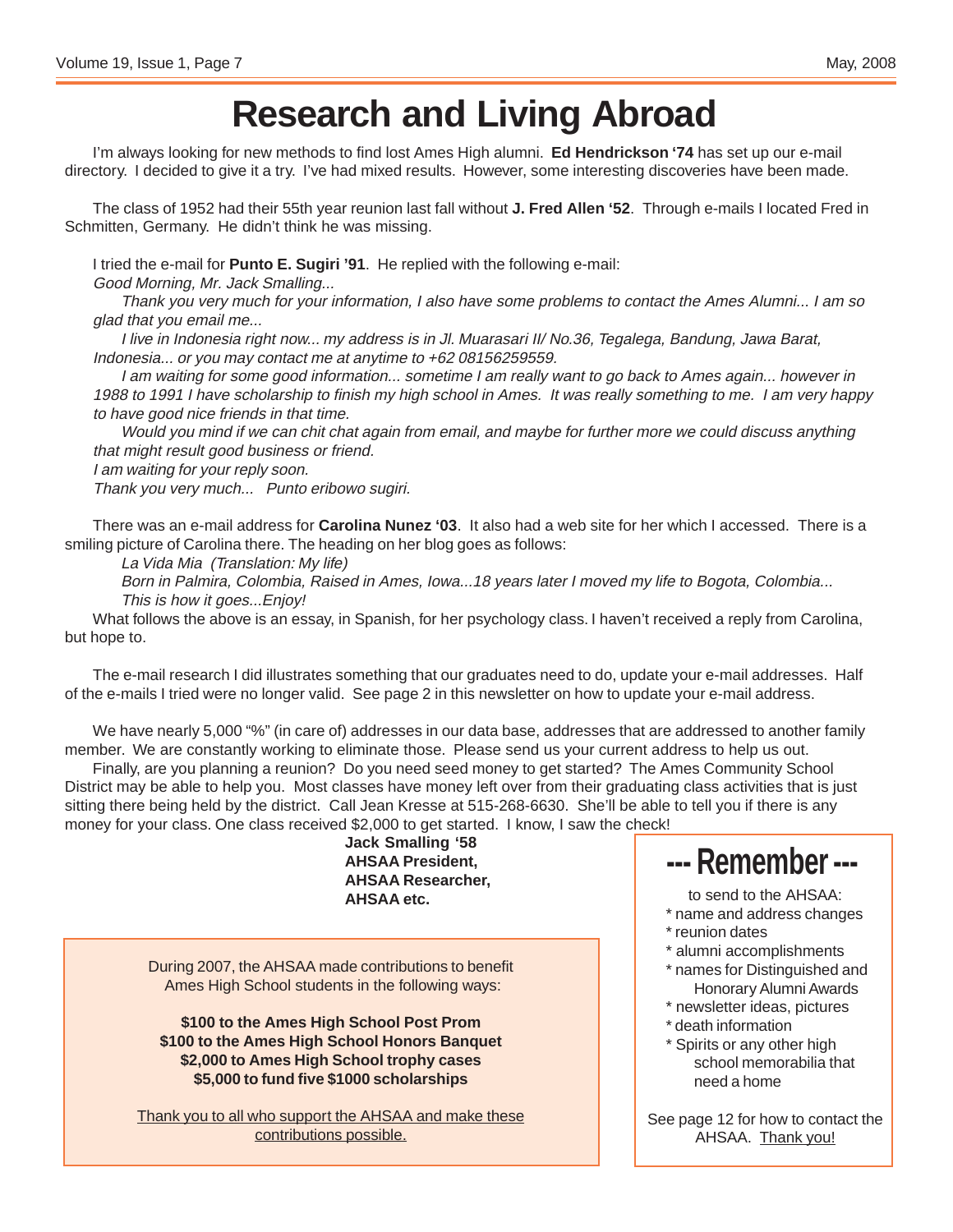# Research and Living Abroad

I'm always looking for new methods to find lost Ames High alumni. **Ed Hendrickson '74** has set up our e-mail directory. I decided to give it a try. I've had mixed results. However, some interesting discoveries have been made.

The class of 1952 had their 55th year reunion last fall without **J. Fred Allen '52**. Through e-mails I located Fred in Schmitten, Germany. He didn't think he was missing.

I tried the e-mail for **Punto E. Sugiri '91**. He replied with the following e-mail:

*Good Morning, Mr. Jack Smalling...*

*Thank you very much for your information, I also have some problems to contact the Ames Alumni... I am so glad that you email me...*

*I live in Indonesia right now... my address is in Jl. Muarasari II/ No.36, Tegalega, Bandung, Jawa Barat, Indonesia... or you may contact me at anytime to +62 08156259559.*

*I am waiting for some good information... sometime I am really want to go back to Ames again... however in 1988 to 1991 I have scholarship to finish my high school in Ames. It was really something to me. I am very happy to have good nice friends in that time.*

*Would you mind if we can chit chat again from email, and maybe for further more we could discuss anything that might result good business or friend.*

*I am waiting for your reply soon.*

*Thank you very much... Punto eribowo sugiri.*

There was an e-mail address for **Carolina Nunez '03**. It also had a web site for her which I accessed. There is a smiling picture of Carolina there. The heading on her blog goes as follows:

*La Vida Mia (Translation: My life)*

*Born in Palmira, Colombia, Raised in Ames, Iowa...18 years later I moved my life to Bogota, Colombia...*

*This is how it goes...Enjoy!*

What follows the above is an essay, in Spanish, for her psychology class. I haven't received a reply from Carolina, but hope to.

The e-mail research I did illustrates something that our graduates need to do, update your e-mail addresses. Half of the e-mails I tried were no longer valid. See page 2 in this newsletter on how to update your e-mail address.

We have nearly 5,000 "%" (in care of) addresses in our data base, addresses that are addressed to another family member. We are constantly working to eliminate those. Please send us your current address to help us out.

Finally, are you planning a reunion? Do you need seed money to get started? The Ames Community School District may be able to help you. Most classes have money left over from their graduating class activities that is just sitting there being held by the district. Call Jean Kresse at 515-268-6630. She'll be able to tell you if there is any money for your class. One class received $2,000 to get started. I know, I saw the check!

**Jack Smalling '58**
**AHSAA President,**
**AHSAA Researcher,**
**AHSAA etc.**

During 2007, the AHSAA made contributions to benefit Ames High School students in the following ways:

**$100 to the Ames High School Post Prom**
**$100 to the Ames High School Honors Banquet**
**$2,000 to Ames High School trophy cases**
**$5,000 to fund five $1000 scholarships**

Thank you to all who support the AHSAA and make these contributions possible.

## --- Remember ---

to send to the AHSAA:

* name and address changes
* reunion dates
* alumni accomplishments
* names for Distinguished and Honorary Alumni Awards
* newsletter ideas, pictures
* death information
* Spirits or any other high school memorabilia that need a home

See page 12 for how to contact the AHSAA. Thank you!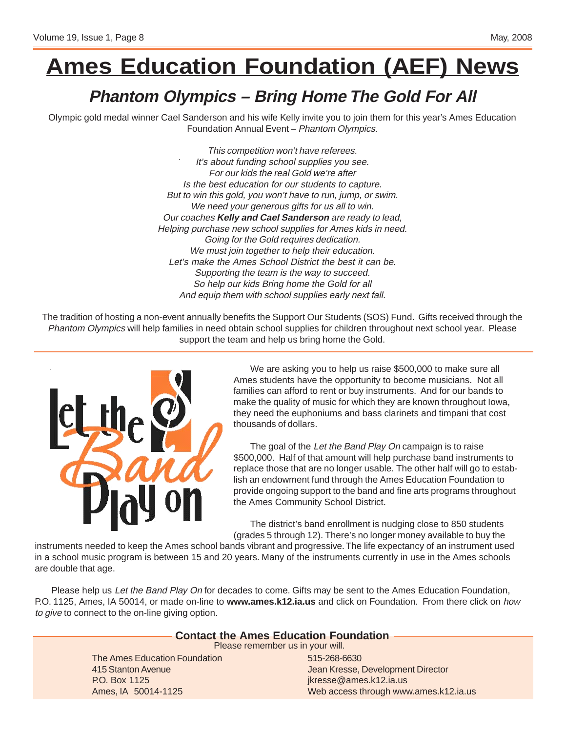# Ames Education Foundation (AEF) News

## *Phantom Olympics – Bring Home The Gold For All*

Olympic gold medal winner Cael Sanderson and his wife Kelly invite you to join them for this year's Ames Education Foundation Annual Event – *Phantom Olympics.*

*This competition won't have referees.*
*It's about funding school supplies you see.*
*For our kids the real Gold we're after*
*Is the best education for our students to capture.*
*But to win this gold, you won't have to run, jump, or swim.*
*We need your generous gifts for us all to win.*
*Our coaches **Kelly and Cael Sanderson** are ready to lead,*
*Helping purchase new school supplies for Ames kids in need.*
*Going for the Gold requires dedication.*
*We must join together to help their education.*
*Let's make the Ames School District the best it can be.*
*Supporting the team is the way to succeed.*
*So help our kids Bring home the Gold for all*
*And equip them with school supplies early next fall.*

The tradition of hosting a non-event annually benefits the Support Our Students (SOS) Fund. Gifts received through the *Phantom Olympics* will help families in need obtain school supplies for children throughout next school year. Please support the team and help us bring home the Gold.

---

Let the Band Play on

We are asking you to help us raise $500,000 to make sure all Ames students have the opportunity to become musicians. Not all families can afford to rent or buy instruments. And for our bands to make the quality of music for which they are known throughout Iowa, they need the euphoniums and bass clarinets and timpani that cost thousands of dollars.

The goal of the *Let the Band Play On* campaign is to raise $500,000. Half of that amount will help purchase band instruments to replace those that are no longer usable. The other half will go to establish an endowment fund through the Ames Education Foundation to provide ongoing support to the band and fine arts programs throughout the Ames Community School District.

The district's band enrollment is nudging close to 850 students (grades 5 through 12). There's no longer money available to buy the instruments needed to keep the Ames school bands vibrant and progressive. The life expectancy of an instrument used in a school music program is between 15 and 20 years. Many of the instruments currently in use in the Ames schools are double that age.

Please help us *Let the Band Play On* for decades to come. Gifts may be sent to the Ames Education Foundation, P.O. 1125, Ames, IA 50014, or made on-line to **www.ames.k12.ia.us** and click on Foundation. From there click on *how to give* to connect to the on-line giving option.

### Contact the Ames Education Foundation

Please remember us in your will.

The Ames Education Foundation
415 Stanton Avenue
P.O. Box 1125
Ames, IA 50014-1125

515-268-6630
Jean Kresse, Development Director
jkresse@ames.k12.ia.us
Web access through www.ames.k12.ia.us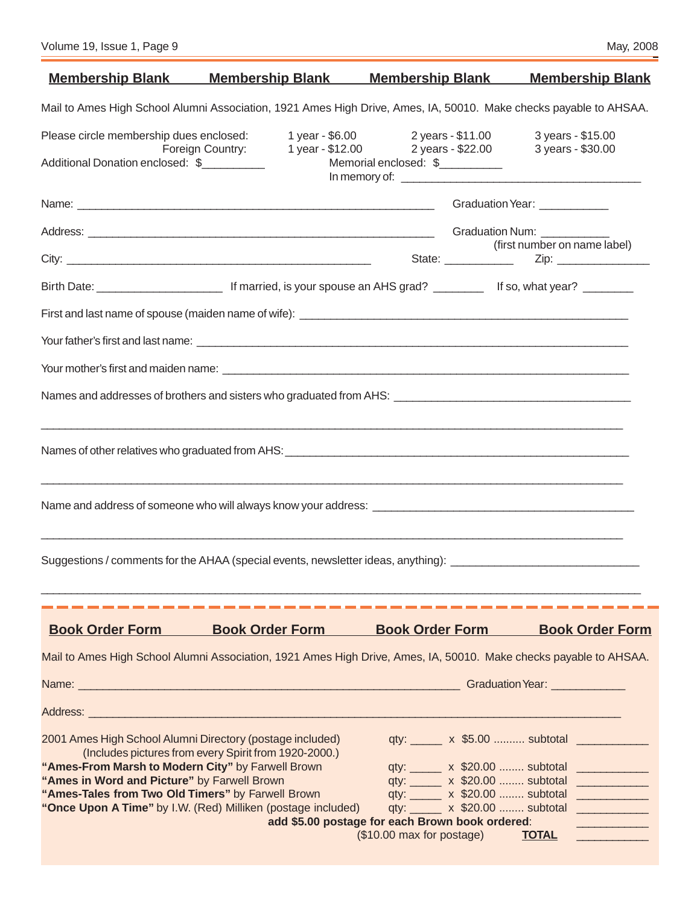## Membership Blank

Mail to Ames High School Alumni Association, 1921 Ames High Drive, Ames, IA, 50010. Make checks payable to AHSAA.

| Please circle membership dues enclosed: | 1 year - $6.00 | 2 years - $11.00 | 3 years - $15.00 |
|---|---|---|---|
| Foreign Country: | 1 year - $12.00 | 2 years - $22.00 | 3 years - $30.00 |

Additional Donation enclosed: $__________

Memorial enclosed: $__________

In memory of: ______________________________________

Name: __________________________________________________________ Graduation Year: ___________

Address: ________________________________________________________ Graduation Num: ___________ (first number on name label)

City: _________________________________________________ State: ___________ Zip: _______________

Birth Date: ____________________ If married, is your spouse an AHS grad? ________ If so, what year? ________

First and last name of spouse (maiden name of wife): ____________________________________________________

Your father's first and last name: ____________________________________________________________________

Your mother's first and maiden name: _________________________________________________________________

Names and addresses of brothers and sisters who graduated from AHS: ______________________________________

_____________________________________________________________________________________________

Names of other relatives who graduated from AHS: ______________________________________________________

_____________________________________________________________________________________________

Name and address of someone who will always know your address: ________________________________________

_____________________________________________________________________________________________

Suggestions / comments for the AHAA (special events, newsletter ideas, anything): _____________________________

_____________________________________________________________________________________________

## Book Order Form

Mail to Ames High School Alumni Association, 1921 Ames High Drive, Ames, IA, 50010. Make checks payable to AHSAA.

Name: _____________________________________________________________ Graduation Year: ____________

Address: ____________________________________________________________________________________

| Item | Quantity | Price | Subtotal |
|---|---|---|---|
| 2001 Ames High School Alumni Directory (postage included) (Includes pictures from every Spirit from 1920-2000.) | qty: _____ | x $5.00 .......... | subtotal ___________ |
| **"Ames-From Marsh to Modern City"** by Farwell Brown | qty: _____ | x $20.00 ........ | subtotal ___________ |
| **"Ames in Word and Picture"** by Farwell Brown | qty: _____ | x $20.00 ........ | subtotal ___________ |
| **"Ames-Tales from Two Old Timers"** by Farwell Brown | qty: _____ | x $20.00 ........ | subtotal ___________ |
| **"Once Upon A Time"** by I.W. (Red) Milliken (postage included) | qty: _____ | x $20.00 ........ | subtotal ___________ |

**add $5.00 postage for each Brown book ordered**: ___________

($10.00 max for postage) **TOTAL** ___________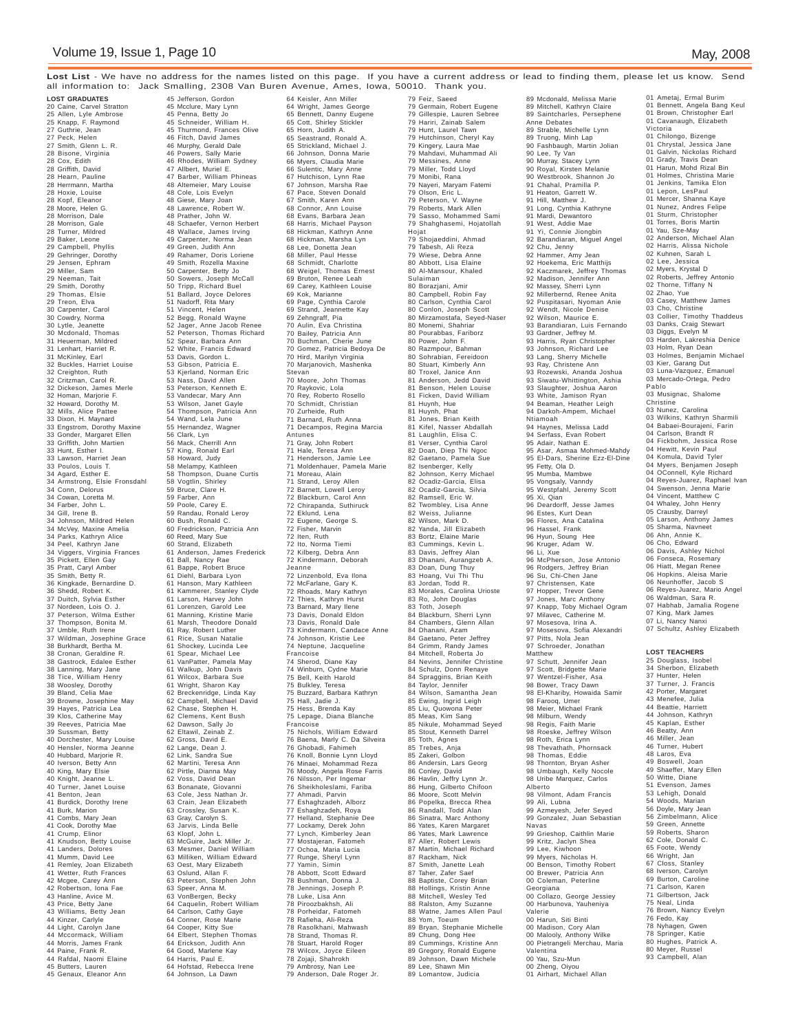**Lost List** - We have no address for the names listed on this page. If you have a current address or lead to finding them, please let us know. Send all information to: Jack Smalling, 2308 Van Buren Avenue, Ames, Iowa, 50010. Thank you.

## LOST GRADUATES

20 Caine, Carvel Stratton
25 Allen, Lyle Ambrose
25 Knapp, F. Raymond
27 Guthrie, Jean
27 Peck, Helen
27 Smith, Glenn L. R.
28 Bisone, Virginia
28 Cox, Edith
28 Griffith, David
28 Hearn, Pauline
28 Herrmann, Martha
28 Hoxie, Louise
28 Kopf, Eleanor
28 Moore, Helen G.
28 Morrison, Dale
28 Morrison, Gale
28 Turner, Mildred
29 Baker, Leone
29 Campbell, Phyllis
29 Gehringer, Dorothy
29 Jensen, Ephram
29 Miller, Sam
29 Neeman, Tait
29 Smith, Dorothy
29 Thomas, Elsie
29 Treon, Elva
30 Carpenter, Carol
30 Cowdry, Norma
30 Lytle, Jeanette
30 Mcdonald, Thomas
31 Heuerman, Mildred
31 Lenhart, Harriet R.
31 McKinley, Earl
32 Buckles, Harriet Louise
32 Creighton, Ruth
32 Critzman, Carol R.
32 Dickeson, James Merle
32 Homan, Marjorie F.
32 Howard, Dorothy M.
32 Mills, Alice Pattee
33 Dixon, H. Maynard
33 Engstrom, Dorothy Maxine
33 Gonder, Margaret Ellen
33 Griffith, John Martien
33 Hunt, Esther I.
33 Lawson, Harriet Jean
33 Poulos, Louis T.
34 Agard, Esther E.
34 Armstrong, Elsie Fronsdahl
34 Conn, Delorus
34 Cowan, Loretta M.
34 Farber, John L.
34 Gill, Irene B.
34 Johnson, Mildred Helen
34 McVey, Maxine Amelia
34 Parks, Kathryn Alice
34 Peel, Kathryn Jane
34 Viggers, Virginia Frances
35 Pickett, Ellen Gay
35 Pratt, Caryl Amber
35 Smith, Betty R.
36 Kingkade, Bernardine D.
36 Shedd, Robert K.
37 Duitch, Sylvia Esther
37 Nordeen, Lois O. J.
37 Peterson, Wilma Esther
37 Thompson, Bonita M.
37 Umble, Ruth Irene
37 Wildman, Josephine Grace
38 Burkhardt, Bertha M.
38 Cronan, Geraldine R.
38 Gastrock, Edalee Esther
38 Lanning, Mary Jane
38 Tice, William Henry
38 Woosley, Dorothy
39 Bland, Celia Mae
39 Browne, Josephine May
39 Hayes, Patricia Lea
39 Klos, Catherine May
39 Reeves, Patricia Mae
39 Sussman, Betty
40 Dorchester, Mary Louise
40 Hensler, Norma Jeanne
40 Hubbard, Marjorie R.
40 Iverson, Betty Ann
40 King, Mary Elsie
40 Knight, Jeanne L.
40 Turner, Janet Louise
41 Benton, Jean
41 Burdick, Dorothy Irene
41 Burk, Marion
41 Combs, Mary Jean
41 Cook, Dorothy Mae
41 Crump, Elinor
41 Knudson, Betty Louise
41 Landers, Dolores
41 Mumm, David Lee
41 Remley, Joan Elizabeth
41 Wetter, Ruth Frances
42 Mcgee, Carey Ann
42 Robertson, Iona Fae
43 Hanline, Avice M.
43 Price, Betty Jane
43 Williams, Betty Jean
44 Kinzer, Carlyle
44 Light, Carolyn Jane
44 Mccormack, William
44 Morris, James Frank
44 Paine, Frank R.
44 Rafdal, Naomi Elaine
45 Butters, Lauren
45 Genaux, Eleanor Ann
45 Jefferson, Gordon
45 Mcclure, Mary Lynn
45 Penna, Betty Jo
45 Schneider, William H.
45 Thurmond, Frances Olive
46 Fitch, David James
46 Murphy, Gerald Dale
46 Powers, Sally Marie
46 Rhodes, William Sydney
47 Allbert, Muriel E.
47 Barber, William Phineas
48 Altemeier, Mary Louise
48 Cole, Lois Evelyn
48 Giese, Mary Joan
48 Lawrence, Robert W.
48 Prather, John W.
48 Schaefer, Vernon Herbert
48 Wallace, James Irving
49 Carpenter, Norma Jean
49 Green, Judith Ann
49 Rahamer, Doris Loriene
49 Smith, Rozella Maxine
50 Carpenter, Betty Jo
50 Sowers, Joseph McCall
50 Tripp, Richard Buel
51 Ballard, Joyce Delores
51 Nadorff, Rita Mary
51 Vincent, Helen
52 Begg, Ronald Wayne
52 Jager, Anne Jacob Renee
52 Peterson, Thomas Richard
52 Spear, Barbara Ann
52 White, Francis Edward
53 Davis, Gordon L.
53 Gibson, Patricia E.
53 Kjerland, Norman Eric
53 Nass, David Allen
53 Peterson, Kenneth E.
53 Vandecar, Mary Ann
53 Wilson, Janet Gayle
54 Thompson, Patricia Ann
54 Wand, Lela June
55 Hernandez, Wagner
56 Clark, Lyn
56 Mack, Cherrill Ann
57 King, Ronald Earl
58 Howard, Judy
58 Melampy, Kathleen
58 Thompson, Duane Curtis
58 Vogtlin, Shirley
59 Bruce, Clare H.
59 Farber, Ann
59 Poole, Carey E.
59 Randau, Ronald Leroy
60 Bush, Ronald C.
60 Fredrickson, Patricia Ann
60 Reed, Mary Sue
60 Strand, Elizabeth
61 Anderson, James Frederick
61 Ball, Nancy Rae
61 Bappe, Robert Bruce
61 Diehl, Barbara Lyon
61 Hanson, Mary Kathleen
61 Kammerer, Stanley Clyde
61 Larson, Harvey John
61 Lorenzen, Garold Lee
61 Manning, Kristine Marie
61 Marsh, Theodore Donald
61 Ray, Robert Luther
61 Rice, Susan Natalie
61 Shockey, Lucinda Lee
61 Spear, Michael Lee
61 VanPatter, Pamela May
61 Walkup, John Davis
61 Wilcox, Barbara Sue
61 Wright, Sharon Kay
62 Breckenridge, Linda Kay
62 Campbell, Michael David
62 Chase, Stephen H.
62 Clemens, Kent Bush
62 Dawson, Sally Jo
62 Eltawil, Zeinab Z.
62 Gross, David E.
62 Lange, Dean J.
62 Link, Sandra Sue
62 Martini, Teresa Ann
62 Pirtle, Dianna May
62 Voss, David Dean
63 Bonanate, Giovanni
63 Cole, Jess Nathan Jr.
63 Crain, Jean Elizabeth
63 Crossley, Susan K.
63 Gray, Carolyn S.
63 Jarvis, Linda Belle
63 Klopf, John L.
63 McGuire, Jack Miller Jr.
63 Mesmer, Daniel William
63 Milliken, William Edward
63 Oest, Mary Elizabeth
63 Oslund, Allan F.
63 Peterson, Stephen John
63 Speer, Anna M.
63 VonBergen, Becky
64 Caquelin, Robert William
64 Carlson, Cathy Gaye
64 Conner, Rose Marie
64 Cooper, Kitty Sue
64 Elbert, Stephen Thomas
64 Erickson, Judith Ann
64 Good, Marlene Kay
64 Harris, Paul E.
64 Hofstad, Rebecca Irene
64 Johnson, La Dawn
64 Keisler, Ann Miller
64 Wright, James George
65 Bennett, Danny Eugene
65 Cott, Shirley Stickler
65 Horn, Judith A.
65 Seastrand, Ronald A.
65 Strickland, Michael J.
66 Johnson, Donna Marie
66 Myers, Claudia Marie
66 Sulentic, Mary Anne
67 Hutchison, Lynn Rae
67 Johnson, Marsha Rae
67 Pace, Steven Donald
67 Smith, Karen Ann
68 Connor, Ann Louise
68 Evans, Barbara Jean
68 Harris, Michael Payson
68 Hickman, Kathryn Anne
68 Hickman, Marsha Lyn
68 Lee, Donetta Jean
68 Miller, Paul Hesse
68 Schmidt, Charlotte
68 Weigel, Thomas Ernest
69 Bruton, Renee Leah
69 Carey, Kathleen Louise
69 Kok, Marianne
69 Page, Cynthia Carole
69 Strand, Jeannette Kay
69 Zehngraff, Pia
70 Aulin, Eva Christina
70 Bailey, Patricia Ann
70 Buchman, Cherie June
70 Gomez, Patricia Bedoya De
70 Hird, Marilyn Virginia
70 Marjanovich, Mashenka Stevan
70 Moore, John Thomas
70 Raykovic, Lola
70 Rey, Roberto Rosello
70 Schmidt, Christian
70 Zurheide, Ruth
71 Barnard, Ruth Anna
71 Decampos, Regina Marcia Antunes
71 Gray, John Robert
71 Hale, Teresa Ann
71 Henderson, Jamie Lee
71 Moldenhauer, Pamela Marie
71 Moreau, Alain
71 Strand, Leroy Allen
72 Barnett, Lowell Leroy
72 Blackburn, Carol Ann
72 Chirapanda, Suthiruck
72 Eklund, Lena
72 Eugene, George S.
72 Fisher, Marvin
72 Iten, Ruth
72 Ito, Norma Tiemi
72 Kilberg, Debra Ann
72 Kindermann, Deborah Jeanne
72 Linzenbold, Eva Ilona
72 McFarlane, Gary K.
72 Rhoads, Mary Kathryn
72 Thies, Kathryn Hurst
73 Barnard, Mary Ilene
73 Davis, Donald Eldon
73 Davis, Ronald Dale
73 Kindermann, Candace Anne
74 Johnson, Kristie Lee
74 Neptune, Jacqueline Francoise
74 Sherod, Diane Kay
74 Winburn, Cydne Marie
75 Bell, Keith Harold
75 Bulkley, Teresa
75 Buzzard, Barbara Kathryn
75 Hall, Jadie J.
75 Hess, Brenda Kay
75 Lepage, Diana Blanche Francoise
75 Nichols, William Edward
76 Baena, Marly C. Da Silveira
76 Ghobadi, Fahimeh
76 Knoll, Bonnie Lynn Lloyd
76 Minaei, Mohammad Reza
76 Moody, Angela Rose Farris
76 Nilsson, Per Ingemar
76 Sheikholeslami, Fariba
77 Ahmadi, Parvin
77 Eshaghzadeh, Alborz
77 Eshaghzadeh, Roya
77 Helland, Stephanie Dee
77 Lockamy, Derek John
77 Lynch, Kimberley Jean
77 Mostajeran, Fatomeh
77 Ochoa, Maria Lucia
77 Runge, Sheryl Lynn
77 Yamin, Simin
78 Abbott, Scott Edward
78 Bushman, Donna J.
78 Jennings, Joseph P.
78 Luke, Lisa Ann
78 Piroozbakhsh, Ali
78 Porheidar, Fatomeh
78 Rafieha, Ali-Reza
78 Rasolkhani, Mahwash
78 Strand, Thomas R.
78 Stuart, Harold Roger
78 Wilcox, Joyce Eileen
78 Zojaji, Shahrokh
79 Ambrosy, Nan Lee
79 Anderson, Dale Roger Jr.
79 Feiz, Saeed
79 Germain, Robert Eugene
79 Gillespie, Lauren Sebree
79 Hariri, Zainab Salem
79 Hunt, Laurel Tawn
79 Hutchinson, Cheryl Kay
79 Kingery, Laura Mae
79 Mahdavi, Muhammad Ali
79 Messines, Anne
79 Miller, Todd Lloyd
79 Monibi, Rana
79 Nayeri, Maryam Fatemi
79 Olson, Eric L.
79 Peterson, V. Wayne
79 Roberts, Mark Allen
79 Sasso, Mohammed Sami
79 Shahghasemi, Hojatollah Hojat
79 Shojaeddini, Ahmad
79 Tabesh, Ali Reza
79 Wiese, Debra Anne
80 Abbott, Lisa Elaine
80 Al-Mansour, Khaled Sulaiman
80 Borazjani, Amir
80 Campbell, Robin Fay
80 Carlson, Cynthia Carol
80 Conlon, Joseph Scott
80 Mirzamostafa, Seyed-Naser
80 Monemi, Shahriar
80 Pourabbas, Fariborz
80 Power, John F.
80 Razmpour, Bahman
80 Sohrabian, Fereidoon
80 Stuart, Kimberly Ann
80 Troxel, Janice Ann
81 Anderson, Jedd David
81 Benson, Helen Louise
81 Ficken, David William
81 Huynh, Hue
81 Huynh, Phat
81 Jones, Brian Keith
81 Kifel, Nasser Abdallah
81 Laughlin, Elisa C.
81 Verser, Cynthia Carol
82 Doan, Diep Thi Ngoc
82 Gaetano, Pamela Sue
82 Isenberger, Kelly
82 Johnson, Kerry Michael
82 Ocadiz-Garcia, Elisa
82 Ocadiz-Garcia, Silvia
82 Ramsell, Eric W.
82 Twombley, Lisa Anne
82 Weiss, Julianne
82 Wilson, Mark D.
82 Yanda, Jill Elizabeth
83 Bortz, Elaine Marie
83 Cummings, Kevin L.
83 Davis, Jeffrey Alan
83 Dhanani, Aurangzeb A.
83 Doan, Dung Thuy
83 Hoang, Vui Thi Thu
83 Jordan, Todd R.
83 Morales, Carolina Urioste
83 Ro, John Douglas
83 Toth, Joseph
84 Blackburn, Sherri Lynn
84 Chambers, Glenn Allan
84 Dhanani, Azam
84 Gaetano, Peter Jeffrey
84 Grimm, Randy James
84 Mitchell, Roberta Jo
84 Nevins, Jennifer Christine
84 Schulz, Donn Renaye
84 Spraggins, Brian Keith
84 Taylor, Jennifer
84 Wilson, Samantha Jean
85 Ewing, Ingrid Leigh
85 Liu, Quowona Peter
85 Meas, Kim Sang
85 Nikule, Mohammad Seyed
85 Stout, Kenneth Darrel
85 Toth, Agnes
85 Trebes, Anja
85 Zakeri, Golbon
86 Andersin, Lars Georg
86 Conley, David
86 Havlin, Jeffry Lynn Jr.
86 Hung, Gilberto Chifoon
86 Moore, Scott Melvin
86 Popelka, Brecca Rhea
86 Randall, Todd Alan
86 Sinatra, Marc Anthony
86 Yates, Karen Margaret
86 Yates, Mark Lawrence
87 Aller, Robert Lewis
87 Martin, Michael Richard
87 Rackham, Nick
87 Smith, Janette Leah
87 Taher, Zafer Saef
88 Baptiste, Corey Brian
88 Hollings, Kristin Anne
88 Mitchell, Wesley Ted
88 Ralston, Amy Suzanne
88 Watne, James Allen Paul
88 Yom, Toeum
89 Bryan, Stephanie Michelle
89 Chung, Dong Hee
89 Cummings, Kristine Ann
89 Gregory, Ronald Eugene
89 Johnson, Dawn Michele
89 Lee, Shawn Min
89 Lomantow, Judicia
89 Mcdonald, Melissa Marie
89 Mitchell, Kathryn Claire
89 Saintcharles, Persephene Anne Debates
89 Strable, Michelle Lynn
89 Truong, Minh Lap
90 Fashbaugh, Martin Jolian
90 Lee, Ty Van
90 Murray, Stacey Lynn
90 Royal, Kirsten Melanie
90 Westbrook, Shannon Jo
91 Chahal, Pramilla P.
91 Heaton, Garrett W.
91 Hill, Matthew J.
91 Long, Cynthia Kathryne
91 Mardi, Dewantoro
91 West, Addie Mae
91 Yi, Connie Jiongbin
92 Barandiaran, Miguel Angel
92 Chu, Jenny
92 Hammer, Amy Jean
92 Hoekema, Eric Matthijs
92 Kaczmarek, Jeffrey Thomas
92 Madison, Jennifer Ann
92 Massey, Sherri Lynn
92 Millerbernd, Renee Anita
92 Puspitasari, Nyoman Anie
92 Wendt, Nicole Denise
92 Wilson, Maurice E.
93 Barandiaran, Luis Fernando
93 Gardner, Jeffrey M.
93 Harris, Ryan Christopher
93 Johnson, Richard Lee
93 Lang, Sherry Michelle
93 Ray, Christene Ann
93 Rozewski, Ananda Joshua
93 Siwatu-Whittington, Ashia
93 Slaughter, Joshua Aaron
93 White, Jamison Ryan
94 Beaman, Heather Leigh
94 Darkoh-Ampem, Michael Ntiamoah
94 Haynes, Melissa Ladd
94 Serfass, Evan Robert
95 Adair, Nathan E.
95 Asar, Asmaa Mohmed-Mahdy
95 El-Dars, Sherine Ezz-El-Dine
95 Fetty, Ola D.
95 Mumba, Mambwe
95 Vongsaly, Vanndy
95 Westpfahl, Jeremy Scott
95 Xi, Qian
96 Deardorff, Jesse James
96 Estes, Kurt Dean
96 Flores, Ana Catalina
96 Hassel, Frank
96 Hyun, Soung Hee
96 Kruger, Adam W.
96 Li, Xue
96 McPherson, Jose Antonio
96 Rodgers, Jeffrey Brian
96 Su, Chi-Chen Jane
97 Christensen, Kate
97 Hopper, Trevor Gene
97 Jones, Marc Anthony
97 Knapp, Toby Michael Ogram
97 Milavec, Catherine M.
97 Mosesova, Irina A.
97 Mosesova, Sofia Alexandri
97 Pitts, Nola Jean
97 Schroeder, Jonathan Matthew
97 Schutt, Jennifer Jean
97 Scott, Bridgette Marie
97 Wentzel-Fisher, Asa
98 Bower, Tracy Dawn
98 El-Khariby, Howaida Samir
98 Farooq, Umer
98 Meier, Michael Frank
98 Milburn, Wendy
98 Regis, Faith Marie
98 Roeske, Jeffrey Wilson
98 Roth, Erica Lynn
98 Thevathath, Phornsack
98 Thomas, Eddie
98 Thornton, Bryan Asher
98 Umbaugh, Kelly Nocole
98 Uribe Marquez, Carlos Alberto
98 Vilmont, Adam Francis
99 Ali, Lubna
99 Azmeyesh, Jefer Seyed
99 Gonzalez, Juan Sebastian Navas
99 Grieshop, Caithlin Marie
99 Kritz, Jaclyn Shea
99 Lee, Kiwhoon
99 Myers, Nicholas H.
00 Benson, Timothy Robert
00 Brewer, Patricia Ann
00 Coleman, Peterline Georgiana
00 Collazo, George Jessiey
00 Harbunova, Yauheniya Valerie
00 Harun, Siti Binti
00 Madison, Cory Alan
00 Malooly, Anthony Wilke
00 Pietrangeli Merchau, Maria Valentina
00 Yau, Szu-Mun
00 Zheng, Oiyou
01 Airhart, Michael Allan
01 Ametaj, Ermal Burim
01 Bennett, Angela Bang Keul
01 Brown, Christopher Earl
01 Cavanaugh, Elizabeth Victoria
01 Chilongo, Bizenge
01 Chrystal, Jessica Jane
01 Galvin, Nickolas Richard
01 Grady, Travis Dean
01 Harun, Mohd Rizal Bin
01 Holmes, Christina Marie
01 Jenkins, Tamika Elon
01 Lepon, LesPaul
01 Mercer, Shanna Kaye
01 Nunez, Andres Felipe
01 Sturm, Christopher
01 Torres, Boris Martin
01 Yau, Sze-May
02 Anderson, Michael Alan
02 Harris, Alissa Nichole
02 Kuhnen, Sarah L
02 Lee, Jessica
02 Myers, Krystal D
02 Roberts, Jeffrey Antonio
02 Thorne, Tiffany N
02 Zhao, Yue
03 Casey, Matthew James
03 Cho, Christine
03 Collier, Timothy Thaddeus
03 Danks, Craig Stewart
03 Diggs, Evelyn M
03 Harden, Lakreshia Denice
03 Holm, Ryan Dean
03 Holmes, Benjamin Michael
03 Kier, Garang Dut
03 Luna-Vazquez, Emanuel
03 Mercado-Ortega, Pedro Pablo
03 Musignac, Shalome Christine
03 Nunez, Carolina
03 Wilkins, Kathryn Sharmili
04 Babaei-Bourajeni, Farin
04 Carlson, Brandt R
04 Fickbohm, Jessica Rose
04 Hewitt, Kevin Paul
04 Komula, David Tyler
04 Myers, Benjamen Joseph
04 OConnell, Kyle Richard
04 Reyes-Juarez, Raphael Ivan
04 Swenson, Jenna Marie
04 Vincent, Matthew C
04 Whaley, John Henry
05 Crausby, Darreyl
05 Larson, Anthony James
05 Sharma, Navneet
06 Ahn, Annie K.
06 Cho, Edward
06 Davis, Ashley Nichol
06 Fonseca, Rosemary
06 Hiatt, Megan Renee
06 Hopkins, Aleisa Marie
06 Neunhoffer, Jacob S
06 Reyes-Juarez, Mario Angel
06 Waldman, Sara R.
07 Habhab, Jamalia Rogene
07 King, Mark James
07 Li, Nancy Nanxi
07 Schultz, Ashley Elizabeth

## LOST TEACHERS

25 Douglass, Isobel
34 Sherbon, Elizabeth
37 Hunter, Helen
37 Turner, J. Francis
42 Porter, Margaret
43 Menefee, Julia
44 Beattie, Harriett
44 Johnson, Kathryn
45 Kaplan, Esther
46 Beatty, Ann
46 Miller, Jean
46 Turner, Hubert
48 Laros, Eva
49 Boswell, Joan
49 Shaeffer, Mary Ellen
50 Witte, Diane
51 Evenson, James
53 Lehigh, Donald
54 Woods, Marian
56 Doyle, Mary Jean
56 Zimbelman, Alice
59 Green, Annette
59 Roberts, Sharon
62 Cole, Donald C.
65 Foote, Wendy
66 Wright, Jan
67 Closs, Stanley
68 Iverson, Carolyn
69 Burton, Caroline
71 Carlson, Karen
71 Gilbertson, Jack
75 Neal, Linda
76 Brown, Nancy Evelyn
76 Fedo, Kay
78 Nyhagen, Gwen
78 Springer, Katie
80 Hughes, Patrick A.
80 Meyer, Russel
93 Campbell, Alan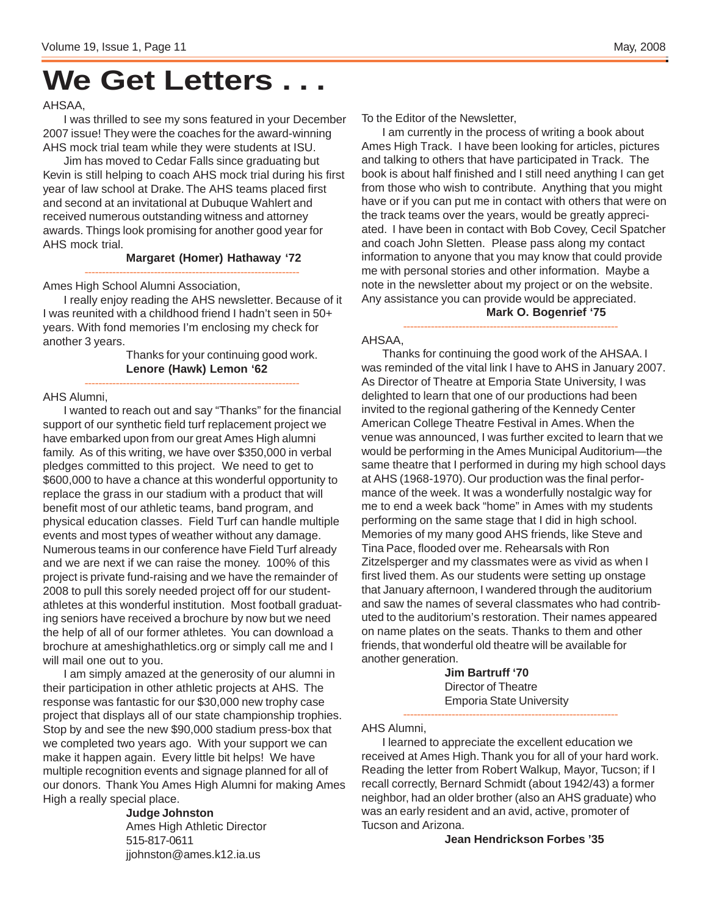# We Get Letters . . .

AHSAA,

I was thrilled to see my sons featured in your December 2007 issue! They were the coaches for the award-winning AHS mock trial team while they were students at ISU.

Jim has moved to Cedar Falls since graduating but Kevin is still helping to coach AHS mock trial during his first year of law school at Drake. The AHS teams placed first and second at an invitational at Dubuque Wahlert and received numerous outstanding witness and attorney awards. Things look promising for another good year for AHS mock trial.

**Margaret (Homer) Hathaway '72**

---

Ames High School Alumni Association,

I really enjoy reading the AHS newsletter. Because of it I was reunited with a childhood friend I hadn't seen in 50+ years. With fond memories I'm enclosing my check for another 3 years.

Thanks for your continuing good work.
**Lenore (Hawk) Lemon '62**

---

AHS Alumni,

I wanted to reach out and say "Thanks" for the financial support of our synthetic field turf replacement project we have embarked upon from our great Ames High alumni family. As of this writing, we have over $350,000 in verbal pledges committed to this project. We need to get to $600,000 to have a chance at this wonderful opportunity to replace the grass in our stadium with a product that will benefit most of our athletic teams, band program, and physical education classes. Field Turf can handle multiple events and most types of weather without any damage. Numerous teams in our conference have Field Turf already and we are next if we can raise the money. 100% of this project is private fund-raising and we have the remainder of 2008 to pull this sorely needed project off for our student-athletes at this wonderful institution. Most football graduating seniors have received a brochure by now but we need the help of all of our former athletes. You can download a brochure at ameshighathletics.org or simply call me and I will mail one out to you.

I am simply amazed at the generosity of our alumni in their participation in other athletic projects at AHS. The response was fantastic for our $30,000 new trophy case project that displays all of our state championship trophies. Stop by and see the new $90,000 stadium press-box that we completed two years ago. With your support we can make it happen again. Every little bit helps! We have multiple recognition events and signage planned for all of our donors. Thank You Ames High Alumni for making Ames High a really special place.

**Judge Johnston**
Ames High Athletic Director
515-817-0611
jjohnston@ames.k12.ia.us

To the Editor of the Newsletter,

I am currently in the process of writing a book about Ames High Track. I have been looking for articles, pictures and talking to others that have participated in Track. The book is about half finished and I still need anything I can get from those who wish to contribute. Anything that you might have or if you can put me in contact with others that were on the track teams over the years, would be greatly appreciated. I have been in contact with Bob Covey, Cecil Spatcher and coach John Sletten. Please pass along my contact information to anyone that you may know that could provide me with personal stories and other information. Maybe a note in the newsletter about my project or on the website. Any assistance you can provide would be appreciated.

**Mark O. Bogenrief '75**

---

AHSAA,

Thanks for continuing the good work of the AHSAA. I was reminded of the vital link I have to AHS in January 2007. As Director of Theatre at Emporia State University, I was delighted to learn that one of our productions had been invited to the regional gathering of the Kennedy Center American College Theatre Festival in Ames. When the venue was announced, I was further excited to learn that we would be performing in the Ames Municipal Auditorium—the same theatre that I performed in during my high school days at AHS (1968-1970). Our production was the final performance of the week. It was a wonderfully nostalgic way for me to end a week back "home" in Ames with my students performing on the same stage that I did in high school. Memories of my many good AHS friends, like Steve and Tina Pace, flooded over me. Rehearsals with Ron Zitzelsperger and my classmates were as vivid as when I first lived them. As our students were setting up onstage that January afternoon, I wandered through the auditorium and saw the names of several classmates who had contributed to the auditorium's restoration. Their names appeared on name plates on the seats. Thanks to them and other friends, that wonderful old theatre will be available for another generation.

**Jim Bartruff '70**
Director of Theatre
Emporia State University

---

AHS Alumni,

I learned to appreciate the excellent education we received at Ames High. Thank you for all of your hard work. Reading the letter from Robert Walkup, Mayor, Tucson; if I recall correctly, Bernard Schmidt (about 1942/43) a former neighbor, had an older brother (also an AHS graduate) who was an early resident and an avid, active, promoter of Tucson and Arizona.

**Jean Hendrickson Forbes '35**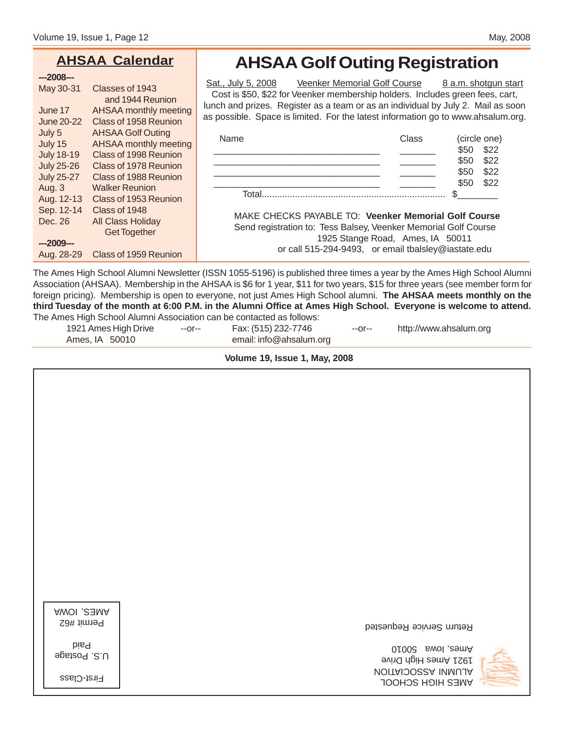## AHSAA Calendar

**---2008---**

| | |
|---|---|
| May 30-31 | Classes of 1943 and 1944 Reunion |
| June 17 | AHSAA monthly meeting |
| June 20-22 | Class of 1958 Reunion |
| July 5 | AHSAA Golf Outing |
| July 15 | AHSAA monthly meeting |
| July 18-19 | Class of 1998 Reunion |
| July 25-26 | Class of 1978 Reunion |
| July 25-27 | Class of 1988 Reunion |
| Aug. 3 | Walker Reunion |
| Aug. 12-13 | Class of 1953 Reunion |
| Sep. 12-14 | Class of 1948 |
| Dec. 26 | All Class Holiday Get Together |

**---2009---**

| | |
|---|---|
| Aug. 28-29 | Class of 1959 Reunion |

# AHSAA Golf Outing Registration

Sat., July 5, 2008 Veenker Memorial Golf Course 8 a.m. shotgun start

Cost is $50, $22 for Veenker membership holders. Includes green fees, cart, lunch and prizes. Register as a team or as an individual by July 2. Mail as soon as possible. Space is limited. For the latest information go to www.ahsalum.org.

| Name | Class | (circle one) |
|---|---|---|
| ______________________________ | _______ | $50 $22 |
| ______________________________ | _______ | $50 $22 |
| ______________________________ | _______ | $50 $22 |
| ______________________________ | _______ | $50 $22 |
| Total........................................................................ | | $________ |

MAKE CHECKS PAYABLE TO: **Veenker Memorial Golf Course**

Send registration to: Tess Balsey, Veenker Memorial Golf Course
1925 Stange Road, Ames, IA 50011
or call 515-294-9493, or email tbalsley@iastate.edu

The Ames High School Alumni Newsletter (ISSN 1055-5196) is published three times a year by the Ames High School Alumni Association (AHSAA). Membership in the AHSAA is $6 for 1 year, $11 for two years, $15 for three years (see member form for foreign pricing). Membership is open to everyone, not just Ames High School alumni. **The AHSAA meets monthly on the third Tuesday of the month at 6:00 P.M. in the Alumni Office at Ames High School. Everyone is welcome to attend.**
The Ames High School Alumni Association can be contacted as follows:

1921 Ames High Drive
Ames, IA 50010
--or--
Fax: (515) 232-7746
email: info@ahsalum.org
--or--
http://www.ahsalum.org

**Volume 19, Issue 1, May, 2008**

AMES HIGH SCHOOL
ALUMNI ASSOCIATION
1921 Ames High Drive
Ames, Iowa 50010

Return Service Requested

First-Class
U.S. Postage
Paid
Permit #62
AMES, IOWA